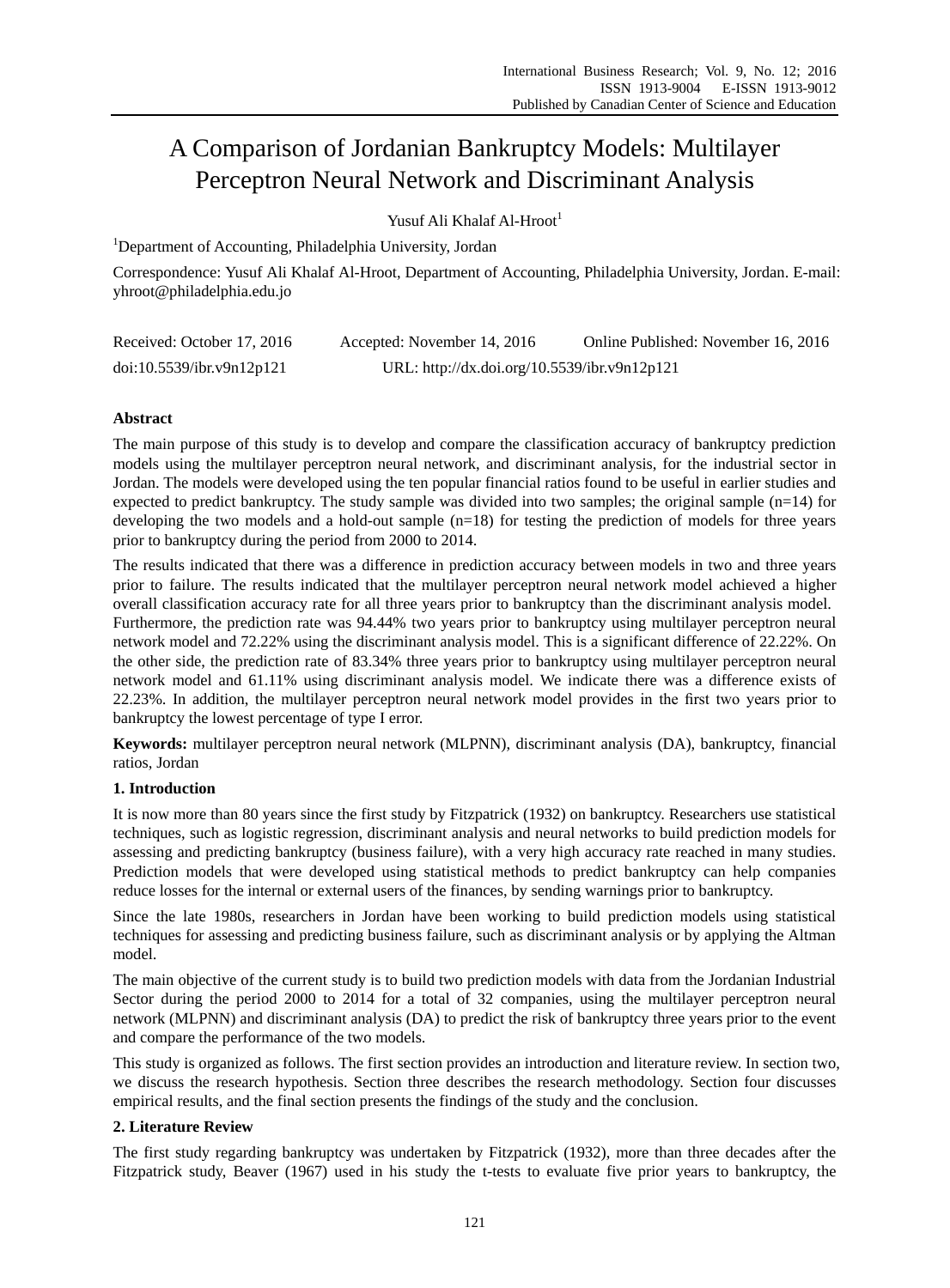# A Comparison of Jordanian Bankruptcy Models: Multilayer Perceptron Neural Network and Discriminant Analysis

Yusuf Ali Khalaf Al-Hroot[1]

[1]Department of Accounting, Philadelphia University, Jordan

Correspondence: Yusuf Ali Khalaf Al-Hroot, Department of Accounting, Philadelphia University, Jordan. E-mail: yhroot@philadelphia.edu.jo

Received: October 17, 2016 Accepted: November 14, 2016 Online Published: November 16, 2016

doi:10.5539/ibr.v9n12p121 URL: http://dx.doi.org/10.5539/ibr.v9n12p121

## Abstract

The main purpose of this study is to develop and compare the classification accuracy of bankruptcy prediction models using the multilayer perceptron neural network, and discriminant analysis, for the industrial sector in Jordan. The models were developed using the ten popular financial ratios found to be useful in earlier studies and expected to predict bankruptcy. The study sample was divided into two samples; the original sample (n=14) for developing the two models and a hold-out sample (n=18) for testing the prediction of models for three years prior to bankruptcy during the period from 2000 to 2014.

The results indicated that there was a difference in prediction accuracy between models in two and three years prior to failure. The results indicated that the multilayer perceptron neural network model achieved a higher overall classification accuracy rate for all three years prior to bankruptcy than the discriminant analysis model. Furthermore, the prediction rate was 94.44% two years prior to bankruptcy using multilayer perceptron neural network model and 72.22% using the discriminant analysis model. This is a significant difference of 22.22%. On the other side, the prediction rate of 83.34% three years prior to bankruptcy using multilayer perceptron neural network model and 61.11% using discriminant analysis model. We indicate there was a difference exists of 22.23%. In addition, the multilayer perceptron neural network model provides in the first two years prior to bankruptcy the lowest percentage of type I error.

**Keywords:** multilayer perceptron neural network (MLPNN), discriminant analysis (DA), bankruptcy, financial ratios, Jordan

## 1. Introduction

It is now more than 80 years since the first study by Fitzpatrick (1932) on bankruptcy. Researchers use statistical techniques, such as logistic regression, discriminant analysis and neural networks to build prediction models for assessing and predicting bankruptcy (business failure), with a very high accuracy rate reached in many studies. Prediction models that were developed using statistical methods to predict bankruptcy can help companies reduce losses for the internal or external users of the finances, by sending warnings prior to bankruptcy.

Since the late 1980s, researchers in Jordan have been working to build prediction models using statistical techniques for assessing and predicting business failure, such as discriminant analysis or by applying the Altman model.

The main objective of the current study is to build two prediction models with data from the Jordanian Industrial Sector during the period 2000 to 2014 for a total of 32 companies, using the multilayer perceptron neural network (MLPNN) and discriminant analysis (DA) to predict the risk of bankruptcy three years prior to the event and compare the performance of the two models.

This study is organized as follows. The first section provides an introduction and literature review. In section two, we discuss the research hypothesis. Section three describes the research methodology. Section four discusses empirical results, and the final section presents the findings of the study and the conclusion.

## 2. Literature Review

The first study regarding bankruptcy was undertaken by Fitzpatrick (1932), more than three decades after the Fitzpatrick study, Beaver (1967) used in his study the t-tests to evaluate five prior years to bankruptcy, the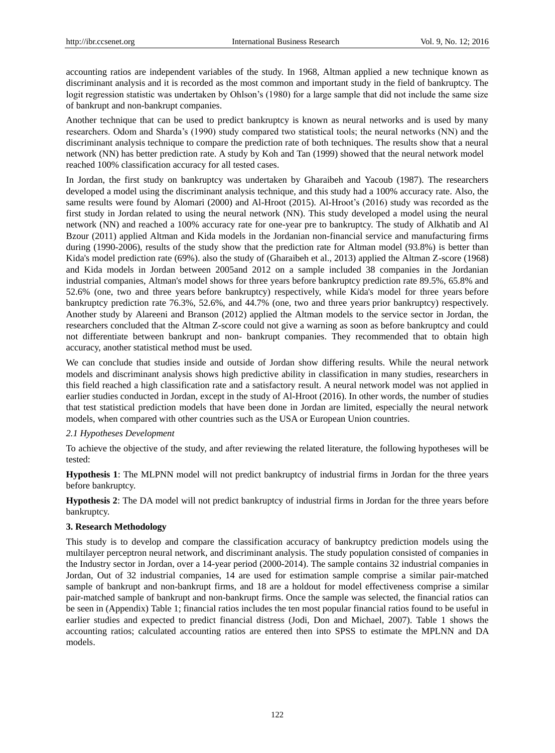accounting ratios are independent variables of the study. In 1968, Altman applied a new technique known as discriminant analysis and it is recorded as the most common and important study in the field of bankruptcy. The logit regression statistic was undertaken by Ohlson's (1980) for a large sample that did not include the same size of bankrupt and non-bankrupt companies.

Another technique that can be used to predict bankruptcy is known as neural networks and is used by many researchers. Odom and Sharda's (1990) study compared two statistical tools; the neural networks (NN) and the discriminant analysis technique to compare the prediction rate of both techniques. The results show that a neural network (NN) has better prediction rate. A study by Koh and Tan (1999) showed that the neural network model reached 100% classification accuracy for all tested cases.

In Jordan, the first study on bankruptcy was undertaken by Gharaibeh and Yacoub (1987). The researchers developed a model using the discriminant analysis technique, and this study had a 100% accuracy rate. Also, the same results were found by Alomari (2000) and Al-Hroot (2015). Al-Hroot's (2016) study was recorded as the first study in Jordan related to using the neural network (NN). This study developed a model using the neural network (NN) and reached a 100% accuracy rate for one-year pre to bankruptcy. The study of Alkhatib and Al Bzour (2011) applied Altman and Kida models in the Jordanian non-financial service and manufacturing firms during (1990-2006), results of the study show that the prediction rate for Altman model (93.8%) is better than Kida's model prediction rate (69%). also the study of (Gharaibeh et al., 2013) applied the Altman Z-score (1968) and Kida models in Jordan between 2005and 2012 on a sample included 38 companies in the Jordanian industrial companies, Altman's model shows for three years before bankruptcy prediction rate 89.5%, 65.8% and 52.6% (one, two and three years before bankruptcy) respectively, while Kida's model for three years before bankruptcy prediction rate 76.3%, 52.6%, and 44.7% (one, two and three years prior bankruptcy) respectively. Another study by Alareeni and Branson (2012) applied the Altman models to the service sector in Jordan, the researchers concluded that the Altman Z-score could not give a warning as soon as before bankruptcy and could not differentiate between bankrupt and non- bankrupt companies. They recommended that to obtain high accuracy, another statistical method must be used.

We can conclude that studies inside and outside of Jordan show differing results. While the neural network models and discriminant analysis shows high predictive ability in classification in many studies, researchers in this field reached a high classification rate and a satisfactory result. A neural network model was not applied in earlier studies conducted in Jordan, except in the study of Al-Hroot (2016). In other words, the number of studies that test statistical prediction models that have been done in Jordan are limited, especially the neural network models, when compared with other countries such as the USA or European Union countries.

### *2.1 Hypotheses Development*

To achieve the objective of the study, and after reviewing the related literature, the following hypotheses will be tested:

**Hypothesis 1**: The MLPNN model will not predict bankruptcy of industrial firms in Jordan for the three years before bankruptcy.

**Hypothesis 2**: The DA model will not predict bankruptcy of industrial firms in Jordan for the three years before bankruptcy.

## 3. Research Methodology

This study is to develop and compare the classification accuracy of bankruptcy prediction models using the multilayer perceptron neural network, and discriminant analysis. The study population consisted of companies in the Industry sector in Jordan, over a 14-year period (2000-2014). The sample contains 32 industrial companies in Jordan, Out of 32 industrial companies, 14 are used for estimation sample comprise a similar pair-matched sample of bankrupt and non-bankrupt firms, and 18 are a holdout for model effectiveness comprise a similar pair-matched sample of bankrupt and non-bankrupt firms. Once the sample was selected, the financial ratios can be seen in (Appendix) Table 1; financial ratios includes the ten most popular financial ratios found to be useful in earlier studies and expected to predict financial distress (Jodi, Don and Michael, 2007). Table 1 shows the accounting ratios; calculated accounting ratios are entered then into SPSS to estimate the MPLNN and DA models.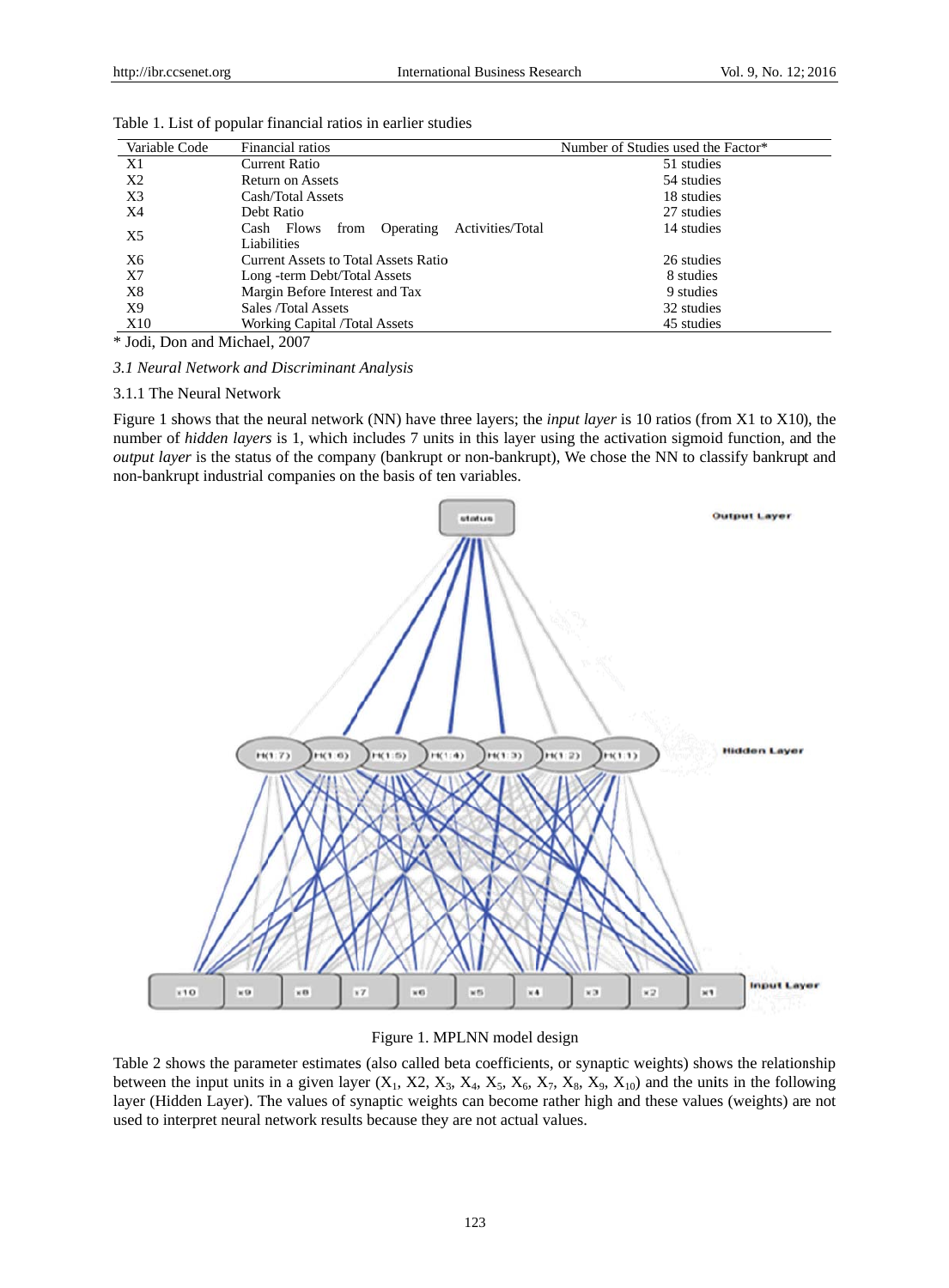Table 1. List of popular financial ratios in earlier studies

| Variable Code | Financial ratios | Number of Studies used the Factor* |
|---|---|---|
| X1 | Current Ratio | 51 studies |
| X2 | Return on Assets | 54 studies |
| X3 | Cash/Total Assets | 18 studies |
| X4 | Debt Ratio | 27 studies |
| X5 | Cash Flows from Operating Activities/Total Liabilities | 14 studies |
| X6 | Current Assets to Total Assets Ratio | 26 studies |
| X7 | Long -term Debt/Total Assets | 8 studies |
| X8 | Margin Before Interest and Tax | 9 studies |
| X9 | Sales /Total Assets | 32 studies |
| X10 | Working Capital /Total Assets | 45 studies |

\* Jodi, Don and Michael, 2007

### *3.1 Neural Network and Discriminant Analysis*

#### 3.1.1 The Neural Network

Figure 1 shows that the neural network (NN) have three layers; the *input layer* is 10 ratios (from X1 to X10), the number of *hidden layers* is 1, which includes 7 units in this layer using the activation sigmoid function, and the *output layer* is the status of the company (bankrupt or non-bankrupt), We chose the NN to classify bankrupt and non-bankrupt industrial companies on the basis of ten variables.

Figure 1. MPLNN model design

Table 2 shows the parameter estimates (also called beta coefficients, or synaptic weights) shows the relationship between the input units in a given layer ($X_1$, X2, $X_3$, $X_4$, $X_5$, $X_6$, $X_7$, $X_8$, $X_9$, $X_{10}$) and the units in the following layer (Hidden Layer). The values of synaptic weights can become rather high and these values (weights) are not used to interpret neural network results because they are not actual values.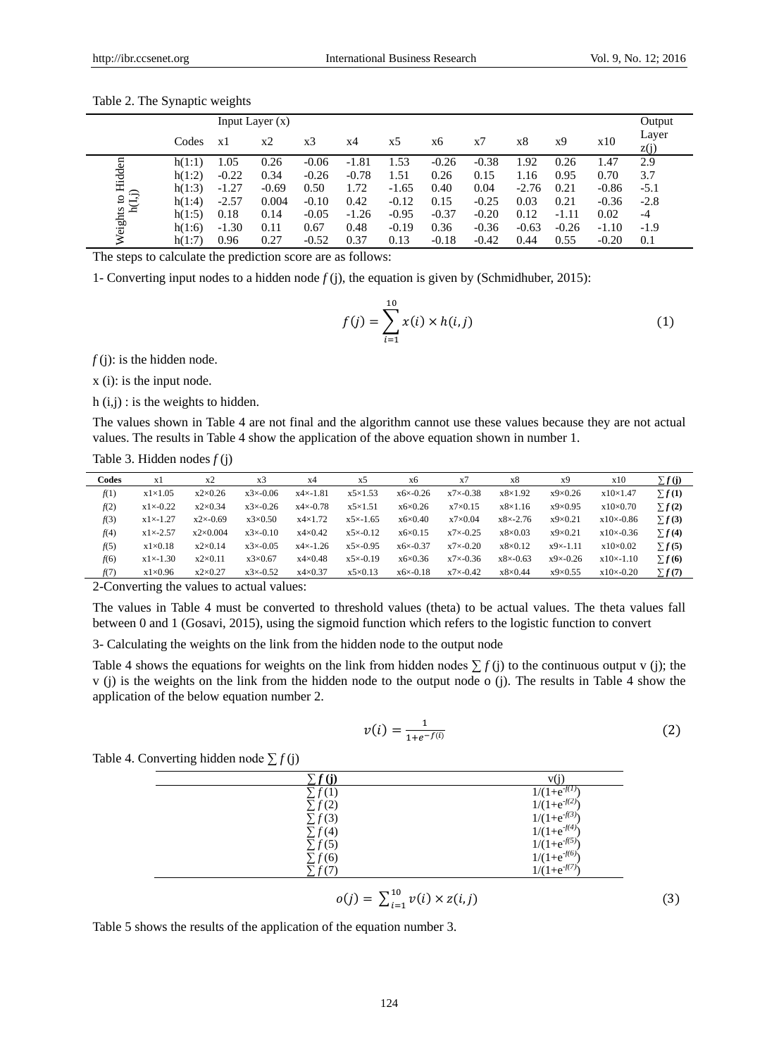Table 2. The Synaptic weights

| | | Input Layer (x) | | | | | | | | | | Output Layer |
|---|---|---|---|---|---|---|---|---|---|---|---|---|
| | Codes | x1 | x2 | x3 | x4 | x5 | x6 | x7 | x8 | x9 | x10 | z(j) |
| Weights to Hidden h(I,j) | h(1:1) | 1.05 | 0.26 | -0.06 | -1.81 | 1.53 | -0.26 | -0.38 | 1.92 | 0.26 | 1.47 | 2.9 |
| | h(1:2) | -0.22 | 0.34 | -0.26 | -0.78 | 1.51 | 0.26 | 0.15 | 1.16 | 0.95 | 0.70 | 3.7 |
| | h(1:3) | -1.27 | -0.69 | 0.50 | 1.72 | -1.65 | 0.40 | 0.04 | -2.76 | 0.21 | -0.86 | -5.1 |
| | h(1:4) | -2.57 | 0.004 | -0.10 | 0.42 | -0.12 | 0.15 | -0.25 | 0.03 | 0.21 | -0.36 | -2.8 |
| | h(1:5) | 0.18 | 0.14 | -0.05 | -1.26 | -0.95 | -0.37 | -0.20 | 0.12 | -1.11 | 0.02 | -4 |
| | h(1:6) | -1.30 | 0.11 | 0.67 | 0.48 | -0.19 | 0.36 | -0.36 | -0.63 | -0.26 | -1.10 | -1.9 |
| | h(1:7) | 0.96 | 0.27 | -0.52 | 0.37 | 0.13 | -0.18 | -0.42 | 0.44 | 0.55 | -0.20 | 0.1 |

The steps to calculate the prediction score are as follows:

1- Converting input nodes to a hidden node $f$ (j), the equation is given by (Schmidhuber, 2015):

$$f(j) = \sum_{i=1}^{10} x(i) \times h(i,j) \tag{1}$$

$f$ (j): is the hidden node.

x (i): is the input node.

h (i,j) : is the weights to hidden.

The values shown in Table 4 are not final and the algorithm cannot use these values because they are not actual values. The results in Table 4 show the application of the above equation shown in number 1.

Table 3. Hidden nodes $f$ (j)

| **Codes** | x1 | x2 | x3 | x4 | x5 | x6 | x7 | x8 | x9 | x10 | **∑ f (j)** |
|---|---|---|---|---|---|---|---|---|---|---|---|
| *f*(1) | x1×1.05 | x2×0.26 | x3×-0.06 | x4×-1.81 | x5×1.53 | x6×-0.26 | x7×-0.38 | x8×1.92 | x9×0.26 | x10×1.47 | **∑ f (1)** |
| *f*(2) | x1×-0.22 | x2×0.34 | x3×-0.26 | x4×-0.78 | x5×1.51 | x6×0.26 | x7×0.15 | x8×1.16 | x9×0.95 | x10×0.70 | **∑ f (2)** |
| *f*(3) | x1×-1.27 | x2×-0.69 | x3×0.50 | x4×1.72 | x5×-1.65 | x6×0.40 | x7×0.04 | x8×-2.76 | x9×0.21 | x10×-0.86 | **∑ f (3)** |
| *f*(4) | x1×-2.57 | x2×0.004 | x3×-0.10 | x4×0.42 | x5×-0.12 | x6×0.15 | x7×-0.25 | x8×0.03 | x9×0.21 | x10×-0.36 | **∑ f (4)** |
| *f*(5) | x1×0.18 | x2×0.14 | x3×-0.05 | x4×-1.26 | x5×-0.95 | x6×-0.37 | x7×-0.20 | x8×0.12 | x9×-1.11 | x10×0.02 | **∑ f (5)** |
| *f*(6) | x1×-1.30 | x2×0.11 | x3×0.67 | x4×0.48 | x5×-0.19 | x6×0.36 | x7×-0.36 | x8×-0.63 | x9×-0.26 | x10×-1.10 | **∑ f (6)** |
| *f*(7) | x1×0.96 | x2×0.27 | x3×-0.52 | x4×0.37 | x5×0.13 | x6×-0.18 | x7×-0.42 | x8×0.44 | x9×0.55 | x10×-0.20 | **∑ f (7)** |

2-Converting the values to actual values:

The values in Table 4 must be converted to threshold values (theta) to be actual values. The theta values fall between 0 and 1 (Gosavi, 2015), using the sigmoid function which refers to the logistic function to convert

3- Calculating the weights on the link from the hidden node to the output node

Table 4 shows the equations for weights on the link from hidden nodes ∑ $f$ (j) to the continuous output v (j); the v (j) is the weights on the link from the hidden node to the output node o (j). The results in Table 4 show the application of the below equation number 2.

$$v(i) = \frac{1}{1+e^{-f(i)}} \tag{2}$$

Table 4. Converting hidden node ∑ $f$ (j)

| **∑ f (j)** | v(j) |
|---|---|
| ∑ $f$ (1) | $1/(1+e^{-f(1)})$ |
| ∑ $f$ (2) | $1/(1+e^{-f(2)})$ |
| ∑ $f$ (3) | $1/(1+e^{-f(3)})$ |
| ∑ $f$ (4) | $1/(1+e^{-f(4)})$ |
| ∑ $f$ (5) | $1/(1+e^{-f(5)})$ |
| ∑ $f$ (6) | $1/(1+e^{-f(6)})$ |
| ∑ $f$ (7) | $1/(1+e^{-f(7)})$ |

$$o(j) = \sum_{i=1}^{10} v(i) \times z(i,j) \tag{3}$$

Table 5 shows the results of the application of the equation number 3.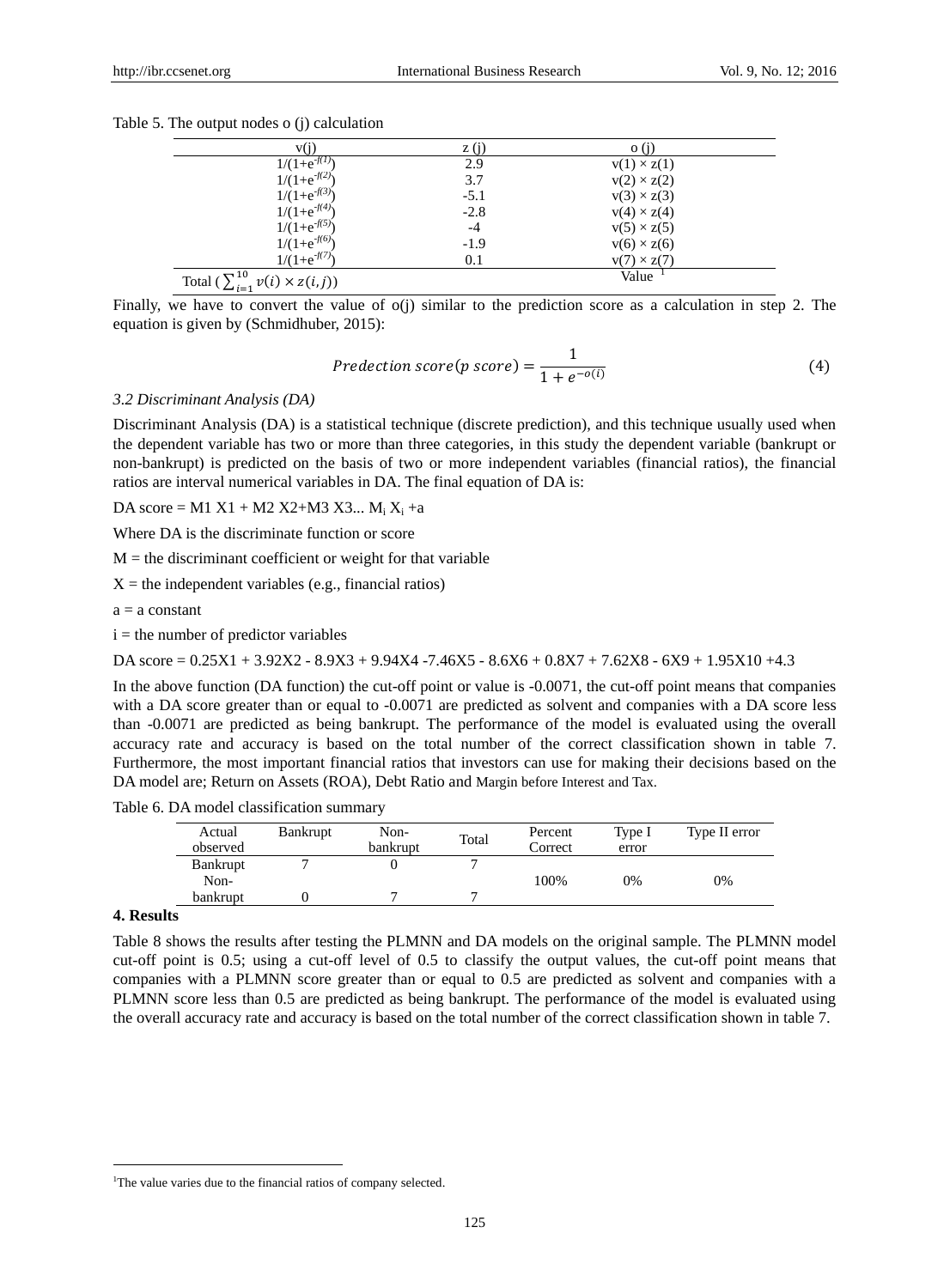Table 5. The output nodes o (j) calculation

| v(j) | z (j) | o (j) |
|---|---|---|
| $1/(1+e^{-f(1)})$ | 2.9 | v(1) × z(1) |
| $1/(1+e^{-f(2)})$ | 3.7 | v(2) × z(2) |
| $1/(1+e^{-f(3)})$ | -5.1 | v(3) × z(3) |
| $1/(1+e^{-f(4)})$ | -2.8 | v(4) × z(4) |
| $1/(1+e^{-f(5)})$ | -4 | v(5) × z(5) |
| $1/(1+e^{-f(6)})$ | -1.9 | v(6) × z(6) |
| $1/(1+e^{-f(7)})$ | 0.1 | v(7) × z(7) |
| Total ( $\sum_{i=1}^{10} v(i) \times z(i,j)$) | | Value [1] |

Finally, we have to convert the value of o(j) similar to the prediction score as a calculation in step 2. The equation is given by (Schmidhuber, 2015):

$$Predection\ score(p\ score) = \frac{1}{1+e^{-o(i)}} \tag{4}$$

### 3.2 Discriminant Analysis (DA)

Discriminant Analysis (DA) is a statistical technique (discrete prediction), and this technique usually used when the dependent variable has two or more than three categories, in this study the dependent variable (bankrupt or non-bankrupt) is predicted on the basis of two or more independent variables (financial ratios), the financial ratios are interval numerical variables in DA. The final equation of DA is:

DA score = M1 X1 + M2 X2+M3 X3... $M_i$ $X_i$ +a

Where DA is the discriminate function or score

M = the discriminant coefficient or weight for that variable

X = the independent variables (e.g., financial ratios)

a = a constant

i = the number of predictor variables

DA score = 0.25X1 + 3.92X2 - 8.9X3 + 9.94X4 -7.46X5 - 8.6X6 + 0.8X7 + 7.62X8 - 6X9 + 1.95X10 +4.3

In the above function (DA function) the cut-off point or value is -0.0071, the cut-off point means that companies with a DA score greater than or equal to -0.0071 are predicted as solvent and companies with a DA score less than -0.0071 are predicted as being bankrupt. The performance of the model is evaluated using the overall accuracy rate and accuracy is based on the total number of the correct classification shown in table 7. Furthermore, the most important financial ratios that investors can use for making their decisions based on the DA model are; Return on Assets (ROA), Debt Ratio and Margin before Interest and Tax.

Table 6. DA model classification summary

| Actual observed | Bankrupt | Non-bankrupt | Total | Percent Correct | Type I error | Type II error |
|---|---|---|---|---|---|---|
| Bankrupt | 7 | 0 | 7 | | | |
| Non-bankrupt | 0 | 7 | 7 | 100% | 0% | 0% |

## 4. Results

Table 8 shows the results after testing the PLMNN and DA models on the original sample. The PLMNN model cut-off point is 0.5; using a cut-off level of 0.5 to classify the output values, the cut-off point means that companies with a PLMNN score greater than or equal to 0.5 are predicted as solvent and companies with a PLMNN score less than 0.5 are predicted as being bankrupt. The performance of the model is evaluated using the overall accuracy rate and accuracy is based on the total number of the correct classification shown in table 7.

[1] The value varies due to the financial ratios of company selected.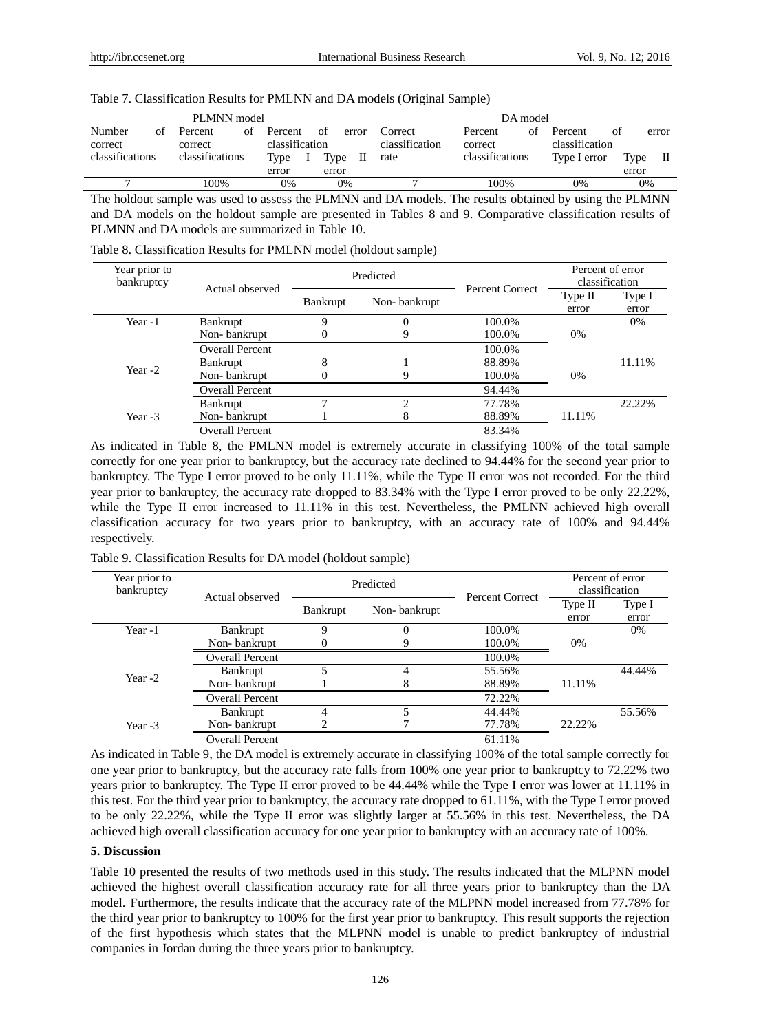Table 7. Classification Results for PLMNN and DA models (Original Sample)

| PLMNN model | | | | DA model | | | |
|---|---|---|---|---|---|---|---|
| Number of correct classifications | Percent of correct classifications | Percent of error classification | | Correct classification rate | Percent of correct classifications | Percent of error classification | |
| | | Type I error | Type II error | | | Type I error | Type II error |
| 7 | 100% | 0% | 0% | 7 | 100% | 0% | 0% |

The holdout sample was used to assess the PLMNN and DA models. The results obtained by using the PLMNN and DA models on the holdout sample are presented in Tables 8 and 9. Comparative classification results of PLMNN and DA models are summarized in Table 10.

Table 8. Classification Results for PMLNN model (holdout sample)

| Year prior to bankruptcy | Actual observed | Predicted | | Percent Correct | Percent of error classification | |
|---|---|---|---|---|---|---|
| | | Bankrupt | Non- bankrupt | | Type II error | Type I error |
| Year -1 | Bankrupt | 9 | 0 | 100.0% | | 0% |
| | Non- bankrupt | 0 | 9 | 100.0% | 0% | |
| | Overall Percent | | | 100.0% | | |
| Year -2 | Bankrupt | 8 | 1 | 88.89% | | 11.11% |
| | Non- bankrupt | 0 | 9 | 100.0% | 0% | |
| | Overall Percent | | | 94.44% | | |
| Year -3 | Bankrupt | 7 | 2 | 77.78% | | 22.22% |
| | Non- bankrupt | 1 | 8 | 88.89% | 11.11% | |
| | Overall Percent | | | 83.34% | | |

As indicated in Table 8, the PMLNN model is extremely accurate in classifying 100% of the total sample correctly for one year prior to bankruptcy, but the accuracy rate declined to 94.44% for the second year prior to bankruptcy. The Type I error proved to be only 11.11%, while the Type II error was not recorded. For the third year prior to bankruptcy, the accuracy rate dropped to 83.34% with the Type I error proved to be only 22.22%, while the Type II error increased to 11.11% in this test. Nevertheless, the PMLNN achieved high overall classification accuracy for two years prior to bankruptcy, with an accuracy rate of 100% and 94.44% respectively.

Table 9. Classification Results for DA model (holdout sample)

| Year prior to bankruptcy | Actual observed | Predicted | | Percent Correct | Percent of error classification | |
|---|---|---|---|---|---|---|
| | | Bankrupt | Non- bankrupt | | Type II error | Type I error |
| Year -1 | Bankrupt | 9 | 0 | 100.0% | | 0% |
| | Non- bankrupt | 0 | 9 | 100.0% | 0% | |
| | Overall Percent | | | 100.0% | | |
| Year -2 | Bankrupt | 5 | 4 | 55.56% | | 44.44% |
| | Non- bankrupt | 1 | 8 | 88.89% | 11.11% | |
| | Overall Percent | | | 72.22% | | |
| Year -3 | Bankrupt | 4 | 5 | 44.44% | | 55.56% |
| | Non- bankrupt | 2 | 7 | 77.78% | 22.22% | |
| | Overall Percent | | | 61.11% | | |

As indicated in Table 9, the DA model is extremely accurate in classifying 100% of the total sample correctly for one year prior to bankruptcy, but the accuracy rate falls from 100% one year prior to bankruptcy to 72.22% two years prior to bankruptcy. The Type II error proved to be 44.44% while the Type I error was lower at 11.11% in this test. For the third year prior to bankruptcy, the accuracy rate dropped to 61.11%, with the Type I error proved to be only 22.22%, while the Type II error was slightly larger at 55.56% in this test. Nevertheless, the DA achieved high overall classification accuracy for one year prior to bankruptcy with an accuracy rate of 100%.

## 5. Discussion

Table 10 presented the results of two methods used in this study. The results indicated that the MLPNN model achieved the highest overall classification accuracy rate for all three years prior to bankruptcy than the DA model. Furthermore, the results indicate that the accuracy rate of the MLPNN model increased from 77.78% for the third year prior to bankruptcy to 100% for the first year prior to bankruptcy. This result supports the rejection of the first hypothesis which states that the MLPNN model is unable to predict bankruptcy of industrial companies in Jordan during the three years prior to bankruptcy.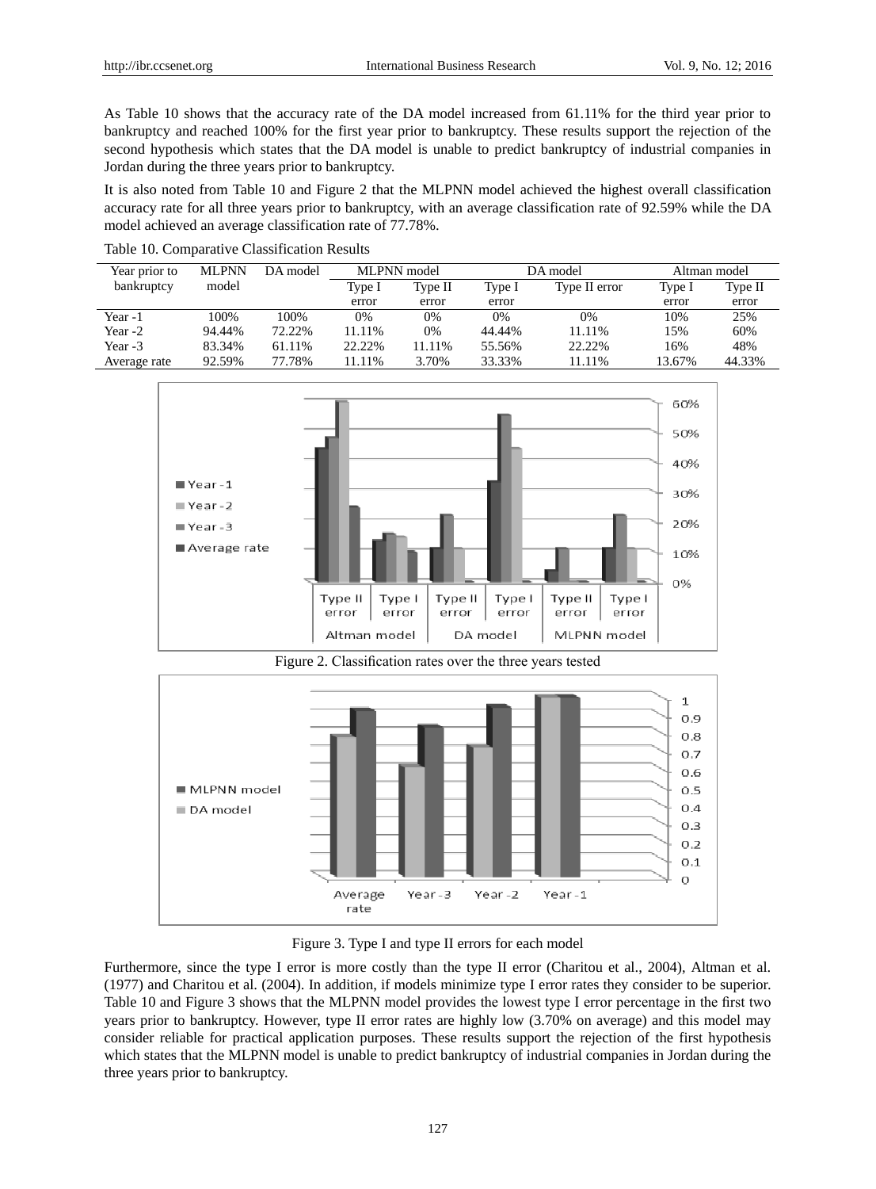As Table 10 shows that the accuracy rate of the DA model increased from 61.11% for the third year prior to bankruptcy and reached 100% for the first year prior to bankruptcy. These results support the rejection of the second hypothesis which states that the DA model is unable to predict bankruptcy of industrial companies in Jordan during the three years prior to bankruptcy.

It is also noted from Table 10 and Figure 2 that the MLPNN model achieved the highest overall classification accuracy rate for all three years prior to bankruptcy, with an average classification rate of 92.59% while the DA model achieved an average classification rate of 77.78%.

Table 10. Comparative Classification Results

| Year prior to bankruptcy | MLPNN model | DA model | MLPNN model | | DA model | | Altman model | |
|---|---|---|---|---|---|---|---|---|
| | | | Type I error | Type II error | Type I error | Type II error | Type I error | Type II error |
| Year -1 | 100% | 100% | 0% | 0% | 0% | 0% | 10% | 25% |
| Year -2 | 94.44% | 72.22% | 11.11% | 0% | 44.44% | 11.11% | 15% | 60% |
| Year -3 | 83.34% | 61.11% | 22.22% | 11.11% | 55.56% | 22.22% | 16% | 48% |
| Average rate | 92.59% | 77.78% | 11.11% | 3.70% | 33.33% | 11.11% | 13.67% | 44.33% |

Figure 2. Classification rates over the three years tested

Figure 3. Type I and type II errors for each model

Furthermore, since the type I error is more costly than the type II error (Charitou et al., 2004), Altman et al. (1977) and Charitou et al. (2004). In addition, if models minimize type I error rates they consider to be superior. Table 10 and Figure 3 shows that the MLPNN model provides the lowest type I error percentage in the first two years prior to bankruptcy. However, type II error rates are highly low (3.70% on average) and this model may consider reliable for practical application purposes. These results support the rejection of the first hypothesis which states that the MLPNN model is unable to predict bankruptcy of industrial companies in Jordan during the three years prior to bankruptcy.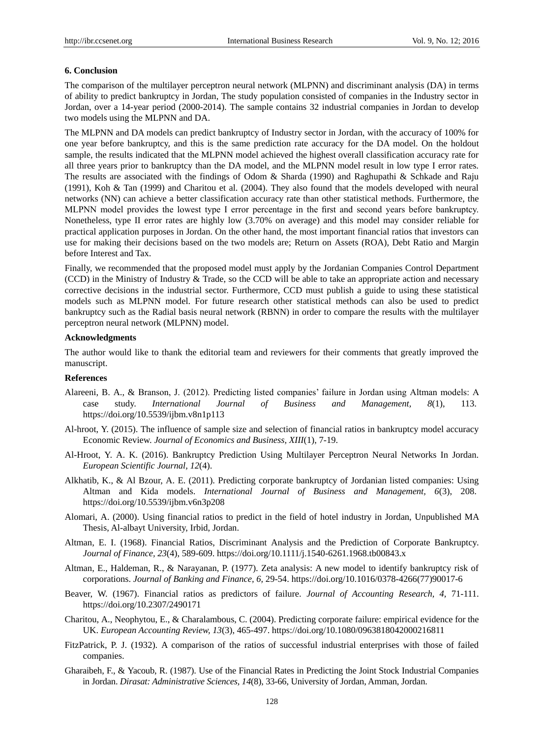## 6. Conclusion

The comparison of the multilayer perceptron neural network (MLPNN) and discriminant analysis (DA) in terms of ability to predict bankruptcy in Jordan, The study population consisted of companies in the Industry sector in Jordan, over a 14-year period (2000-2014). The sample contains 32 industrial companies in Jordan to develop two models using the MLPNN and DA.

The MLPNN and DA models can predict bankruptcy of Industry sector in Jordan, with the accuracy of 100% for one year before bankruptcy, and this is the same prediction rate accuracy for the DA model. On the holdout sample, the results indicated that the MLPNN model achieved the highest overall classification accuracy rate for all three years prior to bankruptcy than the DA model, and the MLPNN model result in low type I error rates. The results are associated with the findings of Odom & Sharda (1990) and Raghupathi & Schkade and Raju (1991), Koh & Tan (1999) and Charitou et al. (2004). They also found that the models developed with neural networks (NN) can achieve a better classification accuracy rate than other statistical methods. Furthermore, the MLPNN model provides the lowest type I error percentage in the first and second years before bankruptcy. Nonetheless, type II error rates are highly low (3.70% on average) and this model may consider reliable for practical application purposes in Jordan. On the other hand, the most important financial ratios that investors can use for making their decisions based on the two models are; Return on Assets (ROA), Debt Ratio and Margin before Interest and Tax.

Finally, we recommended that the proposed model must apply by the Jordanian Companies Control Department (CCD) in the Ministry of Industry & Trade, so the CCD will be able to take an appropriate action and necessary corrective decisions in the industrial sector. Furthermore, CCD must publish a guide to using these statistical models such as MLPNN model. For future research other statistical methods can also be used to predict bankruptcy such as the Radial basis neural network (RBNN) in order to compare the results with the multilayer perceptron neural network (MLPNN) model.

### Acknowledgments

The author would like to thank the editorial team and reviewers for their comments that greatly improved the manuscript.

### References

Alareeni, B. A., & Branson, J. (2012). Predicting listed companies' failure in Jordan using Altman models: A case study. *International Journal of Business and Management*, *8*(1), 113. https://doi.org/10.5539/ijbm.v8n1p113

Al-hroot, Y. (2015). The influence of sample size and selection of financial ratios in bankruptcy model accuracy Economic Review. *Journal of Economics and Business, XIII*(1), 7-19.

Al-Hroot, Y. A. K. (2016). Bankruptcy Prediction Using Multilayer Perceptron Neural Networks In Jordan. *European Scientific Journal, 12*(4).

Alkhatib, K., & Al Bzour, A. E. (2011). Predicting corporate bankruptcy of Jordanian listed companies: Using Altman and Kida models. *International Journal of Business and Management, 6*(3), 208. https://doi.org/10.5539/ijbm.v6n3p208

Alomari, A. (2000). Using financial ratios to predict in the field of hotel industry in Jordan, Unpublished MA Thesis, Al-albayt University, Irbid, Jordan.

Altman, E. I. (1968). Financial Ratios, Discriminant Analysis and the Prediction of Corporate Bankruptcy. *Journal of Finance, 23*(4), 589-609. https://doi.org/10.1111/j.1540-6261.1968.tb00843.x

Altman, E., Haldeman, R., & Narayanan, P. (1977). Zeta analysis: A new model to identify bankruptcy risk of corporations. *Journal of Banking and Finance, 6,* 29-54. https://doi.org/10.1016/0378-4266(77)90017-6

Beaver, W. (1967). Financial ratios as predictors of failure. *Journal of Accounting Research, 4,* 71-111. https://doi.org/10.2307/2490171

Charitou, A., Neophytou, E., & Charalambous, C. (2004). Predicting corporate failure: empirical evidence for the UK. *European Accounting Review, 13*(3), 465-497. https://doi.org/10.1080/0963818042000216811

FitzPatrick, P. J. (1932). A comparison of the ratios of successful industrial enterprises with those of failed companies.

Gharaibeh, F., & Yacoub, R. (1987). Use of the Financial Rates in Predicting the Joint Stock Industrial Companies in Jordan. *Dirasat: Administrative Sciences, 14*(8), 33-66, University of Jordan, Amman, Jordan.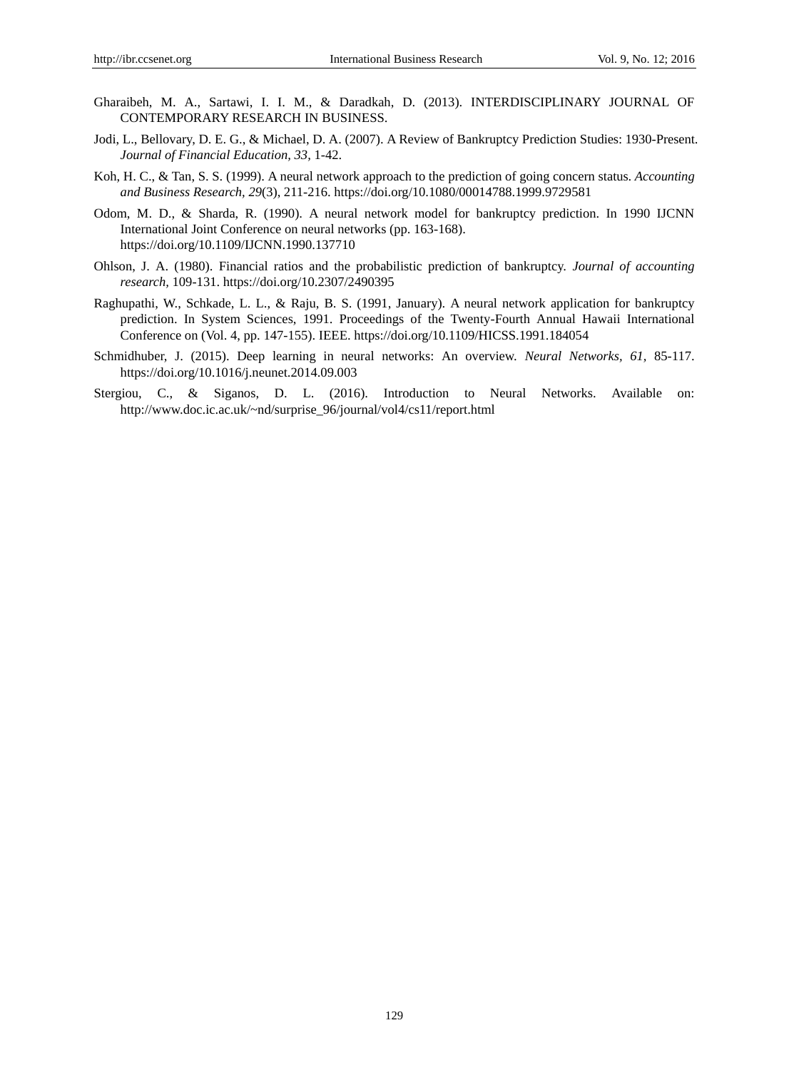Gharaibeh, M. A., Sartawi, I. I. M., & Daradkah, D. (2013). INTERDISCIPLINARY JOURNAL OF CONTEMPORARY RESEARCH IN BUSINESS.

Jodi, L., Bellovary, D. E. G., & Michael, D. A. (2007). A Review of Bankruptcy Prediction Studies: 1930-Present. *Journal of Financial Education, 33,* 1-42.

Koh, H. C., & Tan, S. S. (1999). A neural network approach to the prediction of going concern status. *Accounting and Business Research, 29*(3), 211-216. https://doi.org/10.1080/00014788.1999.9729581

Odom, M. D., & Sharda, R. (1990). A neural network model for bankruptcy prediction. In 1990 IJCNN International Joint Conference on neural networks (pp. 163-168). https://doi.org/10.1109/IJCNN.1990.137710

Ohlson, J. A. (1980). Financial ratios and the probabilistic prediction of bankruptcy. *Journal of accounting research,* 109-131. https://doi.org/10.2307/2490395

Raghupathi, W., Schkade, L. L., & Raju, B. S. (1991, January). A neural network application for bankruptcy prediction. In System Sciences, 1991. Proceedings of the Twenty-Fourth Annual Hawaii International Conference on (Vol. 4, pp. 147-155). IEEE. https://doi.org/10.1109/HICSS.1991.184054

Schmidhuber, J. (2015). Deep learning in neural networks: An overview. *Neural Networks, 61,* 85-117. https://doi.org/10.1016/j.neunet.2014.09.003

Stergiou, C., & Siganos, D. L. (2016). Introduction to Neural Networks. Available on: http://www.doc.ic.ac.uk/~nd/surprise_96/journal/vol4/cs11/report.html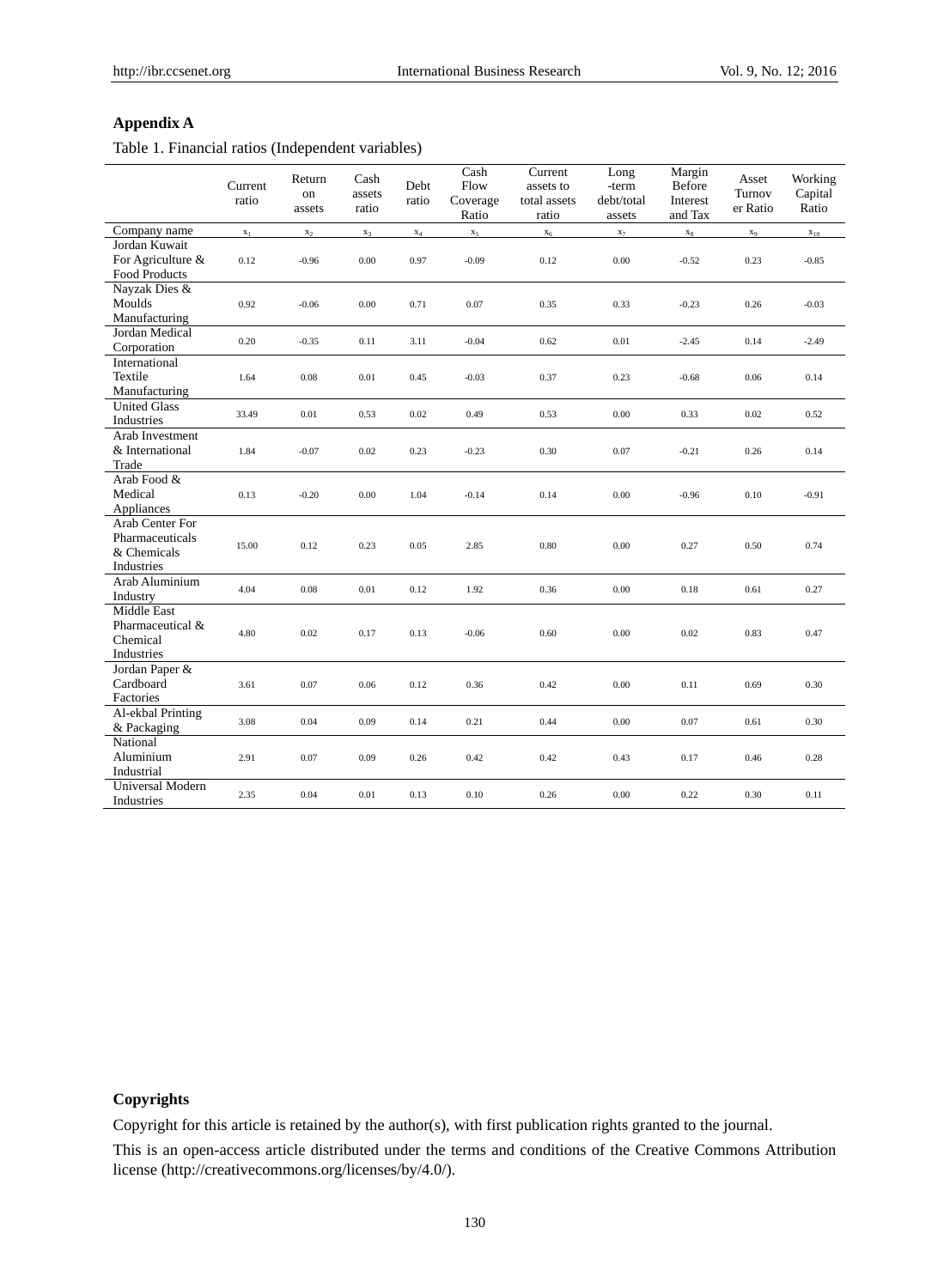## Appendix A

Table 1. Financial ratios (Independent variables)

| | Current ratio | Return on assets | Cash assets ratio | Debt ratio | Cash Flow Coverage Ratio | Current assets to total assets ratio | Long -term debt/total assets | Margin Before Interest and Tax | Asset Turnover Ratio | Working Capital Ratio |
|---|---|---|---|---|---|---|---|---|---|---|
| Company name | $x_1$ | $x_2$ | $x_3$ | $x_4$ | $x_5$ | $x_6$ | $x_7$ | $x_8$ | $x_9$ | $x_{10}$ |
| Jordan Kuwait For Agriculture & Food Products | 0.12 | -0.96 | 0.00 | 0.97 | -0.09 | 0.12 | 0.00 | -0.52 | 0.23 | -0.85 |
| Nayzak Dies & Moulds Manufacturing | 0.92 | -0.06 | 0.00 | 0.71 | 0.07 | 0.35 | 0.33 | -0.23 | 0.26 | -0.03 |
| Jordan Medical Corporation | 0.20 | -0.35 | 0.11 | 3.11 | -0.04 | 0.62 | 0.01 | -2.45 | 0.14 | -2.49 |
| International Textile Manufacturing | 1.64 | 0.08 | 0.01 | 0.45 | -0.03 | 0.37 | 0.23 | -0.68 | 0.06 | 0.14 |
| United Glass Industries | 33.49 | 0.01 | 0.53 | 0.02 | 0.49 | 0.53 | 0.00 | 0.33 | 0.02 | 0.52 |
| Arab Investment & International Trade | 1.84 | -0.07 | 0.02 | 0.23 | -0.23 | 0.30 | 0.07 | -0.21 | 0.26 | 0.14 |
| Arab Food & Medical Appliances | 0.13 | -0.20 | 0.00 | 1.04 | -0.14 | 0.14 | 0.00 | -0.96 | 0.10 | -0.91 |
| Arab Center For Pharmaceuticals & Chemicals Industries | 15.00 | 0.12 | 0.23 | 0.05 | 2.85 | 0.80 | 0.00 | 0.27 | 0.50 | 0.74 |
| Arab Aluminium Industry | 4.04 | 0.08 | 0.01 | 0.12 | 1.92 | 0.36 | 0.00 | 0.18 | 0.61 | 0.27 |
| Middle East Pharmaceutical & Chemical Industries | 4.80 | 0.02 | 0.17 | 0.13 | -0.06 | 0.60 | 0.00 | 0.02 | 0.83 | 0.47 |
| Jordan Paper & Cardboard Factories | 3.61 | 0.07 | 0.06 | 0.12 | 0.36 | 0.42 | 0.00 | 0.11 | 0.69 | 0.30 |
| Al-ekbal Printing & Packaging | 3.08 | 0.04 | 0.09 | 0.14 | 0.21 | 0.44 | 0.00 | 0.07 | 0.61 | 0.30 |
| National Aluminium Industrial | 2.91 | 0.07 | 0.09 | 0.26 | 0.42 | 0.42 | 0.43 | 0.17 | 0.46 | 0.28 |
| Universal Modern Industries | 2.35 | 0.04 | 0.01 | 0.13 | 0.10 | 0.26 | 0.00 | 0.22 | 0.30 | 0.11 |

## Copyrights

Copyright for this article is retained by the author(s), with first publication rights granted to the journal.

This is an open-access article distributed under the terms and conditions of the Creative Commons Attribution license (http://creativecommons.org/licenses/by/4.0/).